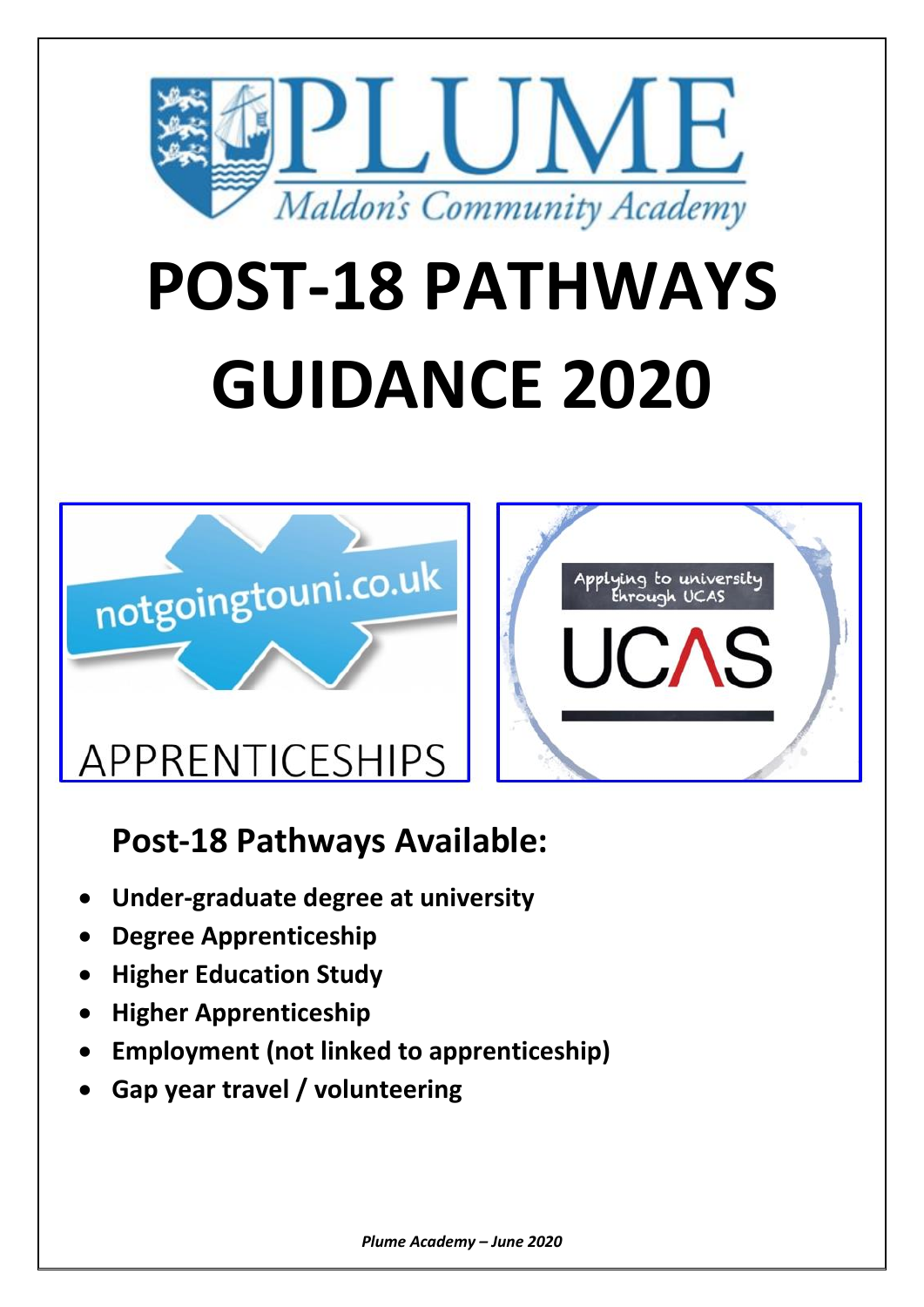# POST-18 PATHWAYS GUIDANCE 2020

## Post-18 Pathways Available:

- **Under-graduate degree at university**
- **Degree Apprenticeship**
- **Higher Education Study**
- **Higher Apprenticeship**
- **Employment (not linked to apprenticeship)**
- **Gap year travel / volunteering**

***Plume Academy – June 2020***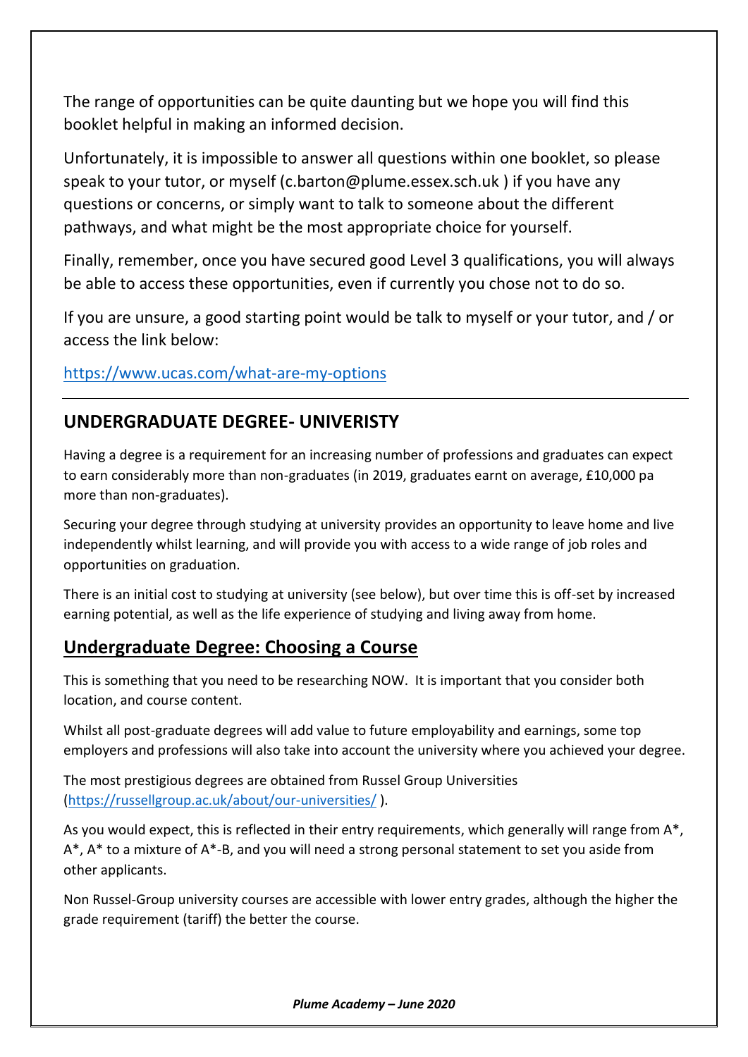The range of opportunities can be quite daunting but we hope you will find this booklet helpful in making an informed decision.

Unfortunately, it is impossible to answer all questions within one booklet, so please speak to your tutor, or myself (c.barton@plume.essex.sch.uk ) if you have any questions or concerns, or simply want to talk to someone about the different pathways, and what might be the most appropriate choice for yourself.

Finally, remember, once you have secured good Level 3 qualifications, you will always be able to access these opportunities, even if currently you chose not to do so.

If you are unsure, a good starting point would be talk to myself or your tutor, and / or access the link below:

https://www.ucas.com/what-are-my-options

---

## UNDERGRADUATE DEGREE- UNIVERISTY

Having a degree is a requirement for an increasing number of professions and graduates can expect to earn considerably more than non-graduates (in 2019, graduates earnt on average, £10,000 pa more than non-graduates).

Securing your degree through studying at university provides an opportunity to leave home and live independently whilst learning, and will provide you with access to a wide range of job roles and opportunities on graduation.

There is an initial cost to studying at university (see below), but over time this is off-set by increased earning potential, as well as the life experience of studying and living away from home.

## Undergraduate Degree: Choosing a Course

This is something that you need to be researching NOW. It is important that you consider both location, and course content.

Whilst all post-graduate degrees will add value to future employability and earnings, some top employers and professions will also take into account the university where you achieved your degree.

The most prestigious degrees are obtained from Russel Group Universities (https://russellgroup.ac.uk/about/our-universities/ ).

As you would expect, this is reflected in their entry requirements, which generally will range from A*, A*, A* to a mixture of A*-B, and you will need a strong personal statement to set you aside from other applicants.

Non Russel-Group university courses are accessible with lower entry grades, although the higher the grade requirement (tariff) the better the course.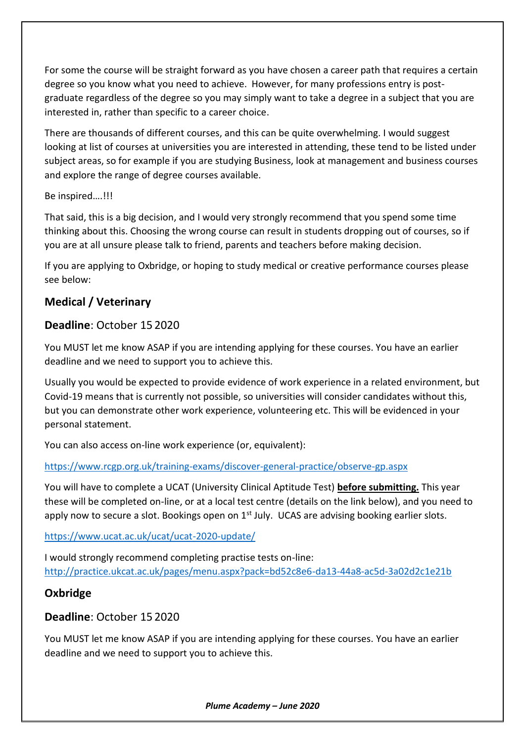For some the course will be straight forward as you have chosen a career path that requires a certain degree so you know what you need to achieve. However, for many professions entry is post-graduate regardless of the degree so you may simply want to take a degree in a subject that you are interested in, rather than specific to a career choice.

There are thousands of different courses, and this can be quite overwhelming. I would suggest looking at list of courses at universities you are interested in attending, these tend to be listed under subject areas, so for example if you are studying Business, look at management and business courses and explore the range of degree courses available.

Be inspired….!!!

That said, this is a big decision, and I would very strongly recommend that you spend some time thinking about this. Choosing the wrong course can result in students dropping out of courses, so if you are at all unsure please talk to friend, parents and teachers before making decision.

If you are applying to Oxbridge, or hoping to study medical or creative performance courses please see below:

## Medical / Veterinary

**Deadline**: October 15 2020

You MUST let me know ASAP if you are intending applying for these courses. You have an earlier deadline and we need to support you to achieve this.

Usually you would be expected to provide evidence of work experience in a related environment, but Covid-19 means that is currently not possible, so universities will consider candidates without this, but you can demonstrate other work experience, volunteering etc. This will be evidenced in your personal statement.

You can also access on-line work experience (or, equivalent):

https://www.rcgp.org.uk/training-exams/discover-general-practice/observe-gp.aspx

You will have to complete a UCAT (University Clinical Aptitude Test) **before submitting.** This year these will be completed on-line, or at a local test centre (details on the link below), and you need to apply now to secure a slot. Bookings open on 1st July. UCAS are advising booking earlier slots.

https://www.ucat.ac.uk/ucat/ucat-2020-update/

I would strongly recommend completing practise tests on-line:
http://practice.ukcat.ac.uk/pages/menu.aspx?pack=bd52c8e6-da13-44a8-ac5d-3a02d2c1e21b

## Oxbridge

**Deadline**: October 15 2020

You MUST let me know ASAP if you are intending applying for these courses. You have an earlier deadline and we need to support you to achieve this.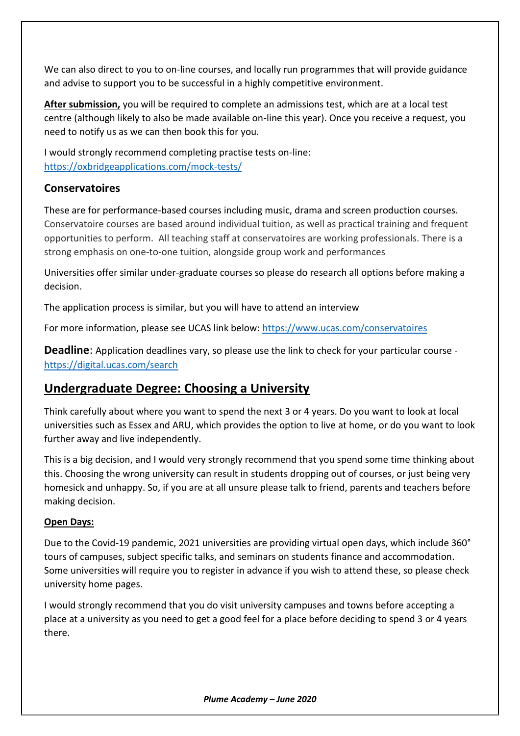We can also direct to you to on-line courses, and locally run programmes that will provide guidance and advise to support you to be successful in a highly competitive environment.

**After submission,** you will be required to complete an admissions test, which are at a local test centre (although likely to also be made available on-line this year). Once you receive a request, you need to notify us as we can then book this for you.

I would strongly recommend completing practise tests on-line: https://oxbridgeapplications.com/mock-tests/

### Conservatoires

These are for performance-based courses including music, drama and screen production courses. Conservatoire courses are based around individual tuition, as well as practical training and frequent opportunities to perform. All teaching staff at conservatoires are working professionals. There is a strong emphasis on one-to-one tuition, alongside group work and performances

Universities offer similar under-graduate courses so please do research all options before making a decision.

The application process is similar, but you will have to attend an interview

For more information, please see UCAS link below: https://www.ucas.com/conservatoires

**Deadline**: Application deadlines vary, so please use the link to check for your particular course - https://digital.ucas.com/search

## Undergraduate Degree: Choosing a University

Think carefully about where you want to spend the next 3 or 4 years. Do you want to look at local universities such as Essex and ARU, which provides the option to live at home, or do you want to look further away and live independently.

This is a big decision, and I would very strongly recommend that you spend some time thinking about this. Choosing the wrong university can result in students dropping out of courses, or just being very homesick and unhappy. So, if you are at all unsure please talk to friend, parents and teachers before making decision.

**Open Days:**

Due to the Covid-19 pandemic, 2021 universities are providing virtual open days, which include 360° tours of campuses, subject specific talks, and seminars on students finance and accommodation. Some universities will require you to register in advance if you wish to attend these, so please check university home pages.

I would strongly recommend that you do visit university campuses and towns before accepting a place at a university as you need to get a good feel for a place before deciding to spend 3 or 4 years there.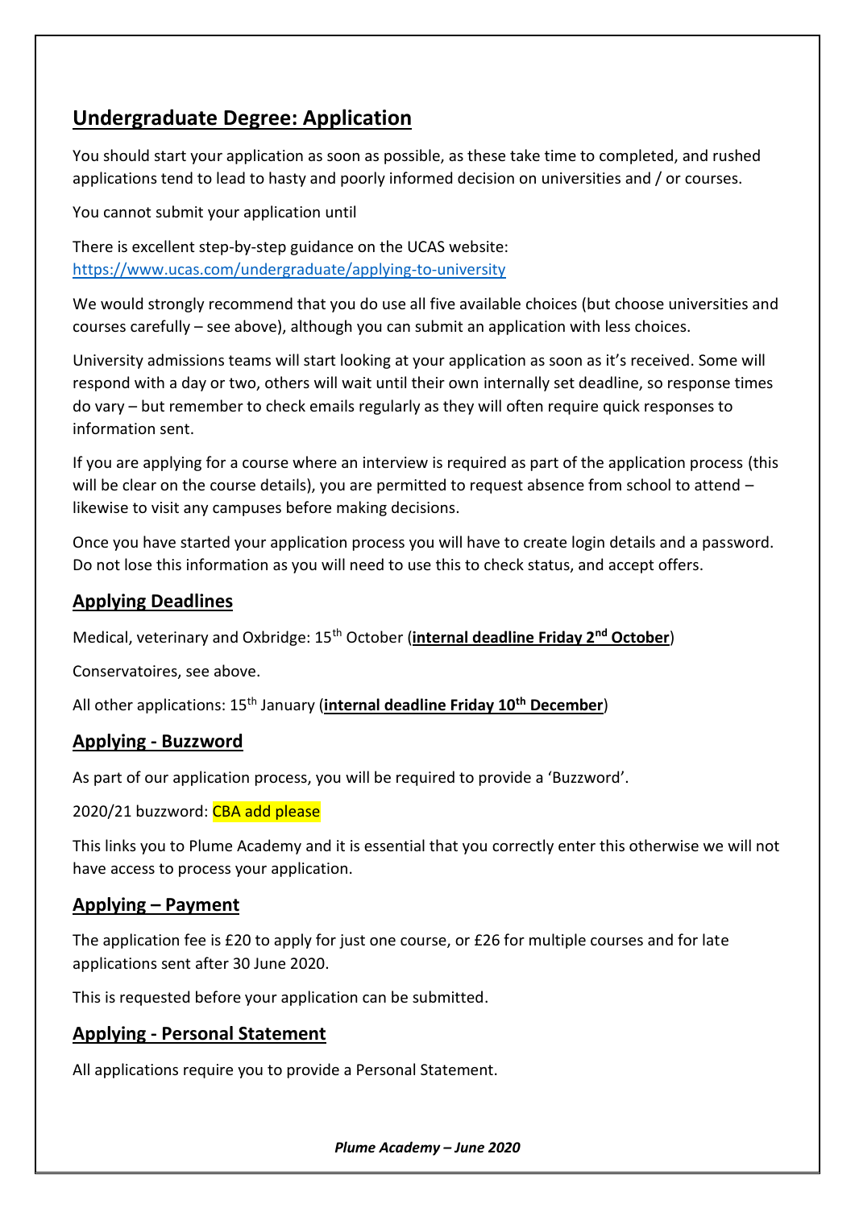## Undergraduate Degree: Application

You should start your application as soon as possible, as these take time to completed, and rushed applications tend to lead to hasty and poorly informed decision on universities and / or courses.

You cannot submit your application until

There is excellent step-by-step guidance on the UCAS website: https://www.ucas.com/undergraduate/applying-to-university

We would strongly recommend that you do use all five available choices (but choose universities and courses carefully – see above), although you can submit an application with less choices.

University admissions teams will start looking at your application as soon as it's received. Some will respond with a day or two, others will wait until their own internally set deadline, so response times do vary – but remember to check emails regularly as they will often require quick responses to information sent.

If you are applying for a course where an interview is required as part of the application process (this will be clear on the course details), you are permitted to request absence from school to attend – likewise to visit any campuses before making decisions.

Once you have started your application process you will have to create login details and a password. Do not lose this information as you will need to use this to check status, and accept offers.

### Applying Deadlines

Medical, veterinary and Oxbridge: 15th October (**internal deadline Friday 2nd October**)

Conservatoires, see above.

All other applications: 15th January (**internal deadline Friday 10th December**)

### Applying - Buzzword

As part of our application process, you will be required to provide a 'Buzzword'.

2020/21 buzzword: CBA add please

This links you to Plume Academy and it is essential that you correctly enter this otherwise we will not have access to process your application.

### Applying – Payment

The application fee is £20 to apply for just one course, or £26 for multiple courses and for late applications sent after 30 June 2020.

This is requested before your application can be submitted.

### Applying - Personal Statement

All applications require you to provide a Personal Statement.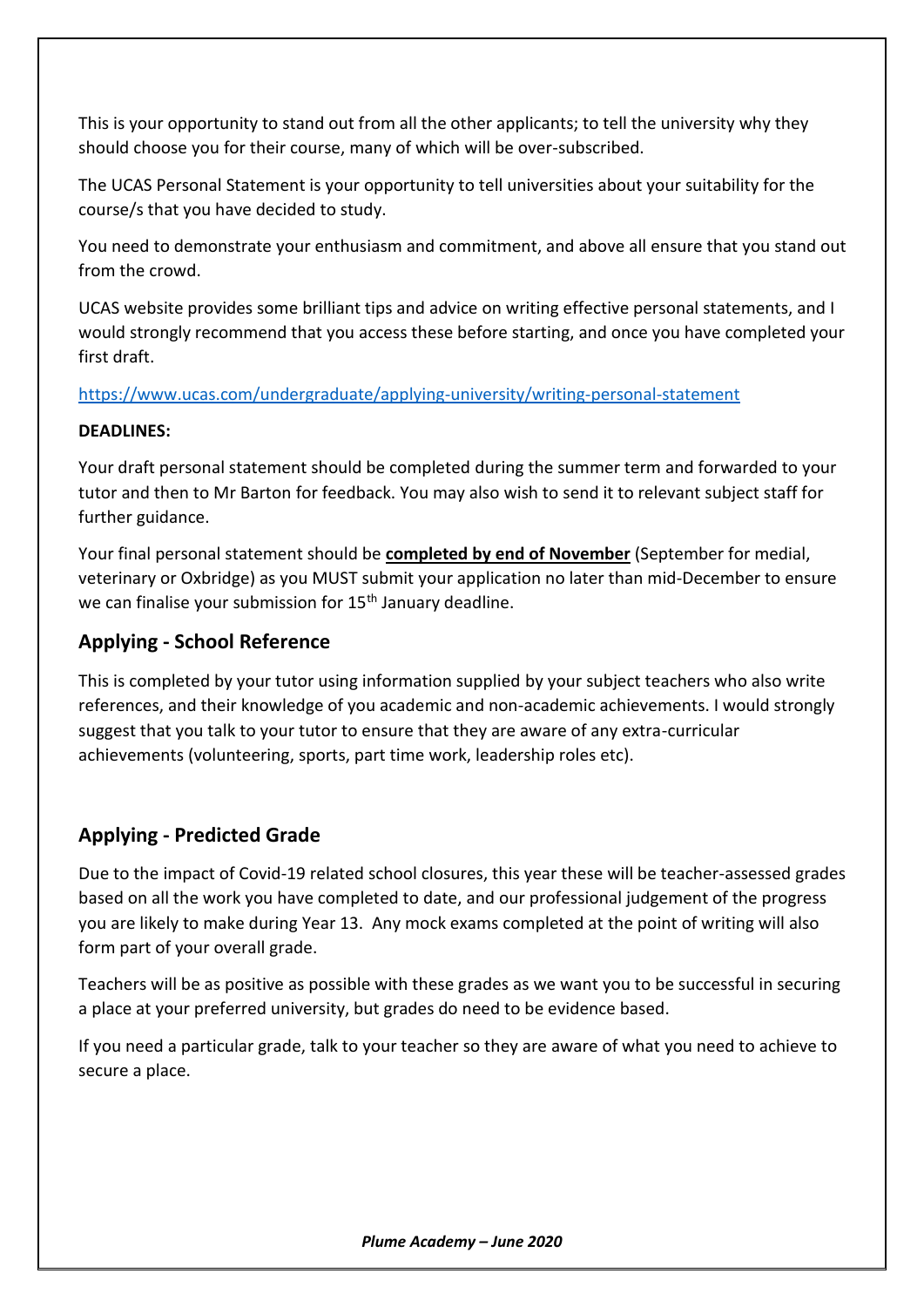This is your opportunity to stand out from all the other applicants; to tell the university why they should choose you for their course, many of which will be over-subscribed.

The UCAS Personal Statement is your opportunity to tell universities about your suitability for the course/s that you have decided to study.

You need to demonstrate your enthusiasm and commitment, and above all ensure that you stand out from the crowd.

UCAS website provides some brilliant tips and advice on writing effective personal statements, and I would strongly recommend that you access these before starting, and once you have completed your first draft.

https://www.ucas.com/undergraduate/applying-university/writing-personal-statement

**DEADLINES:**

Your draft personal statement should be completed during the summer term and forwarded to your tutor and then to Mr Barton for feedback. You may also wish to send it to relevant subject staff for further guidance.

Your final personal statement should be **completed by end of November** (September for medial, veterinary or Oxbridge) as you MUST submit your application no later than mid-December to ensure we can finalise your submission for 15th January deadline.

## Applying - School Reference

This is completed by your tutor using information supplied by your subject teachers who also write references, and their knowledge of you academic and non-academic achievements. I would strongly suggest that you talk to your tutor to ensure that they are aware of any extra-curricular achievements (volunteering, sports, part time work, leadership roles etc).

## Applying - Predicted Grade

Due to the impact of Covid-19 related school closures, this year these will be teacher-assessed grades based on all the work you have completed to date, and our professional judgement of the progress you are likely to make during Year 13. Any mock exams completed at the point of writing will also form part of your overall grade.

Teachers will be as positive as possible with these grades as we want you to be successful in securing a place at your preferred university, but grades do need to be evidence based.

If you need a particular grade, talk to your teacher so they are aware of what you need to achieve to secure a place.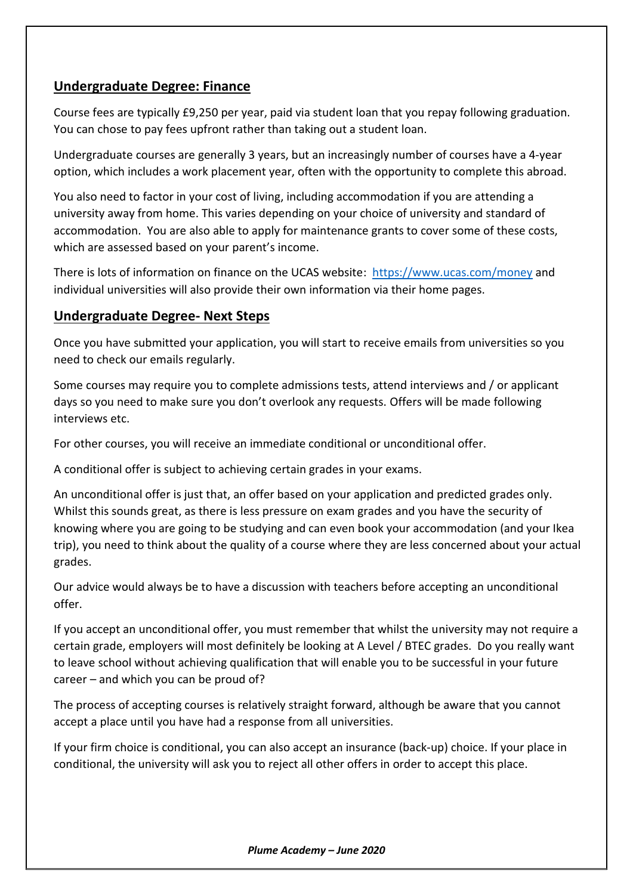## Undergraduate Degree: Finance

Course fees are typically £9,250 per year, paid via student loan that you repay following graduation. You can chose to pay fees upfront rather than taking out a student loan.

Undergraduate courses are generally 3 years, but an increasingly number of courses have a 4-year option, which includes a work placement year, often with the opportunity to complete this abroad.

You also need to factor in your cost of living, including accommodation if you are attending a university away from home. This varies depending on your choice of university and standard of accommodation. You are also able to apply for maintenance grants to cover some of these costs, which are assessed based on your parent's income.

There is lots of information on finance on the UCAS website: https://www.ucas.com/money and individual universities will also provide their own information via their home pages.

## Undergraduate Degree- Next Steps

Once you have submitted your application, you will start to receive emails from universities so you need to check our emails regularly.

Some courses may require you to complete admissions tests, attend interviews and / or applicant days so you need to make sure you don't overlook any requests. Offers will be made following interviews etc.

For other courses, you will receive an immediate conditional or unconditional offer.

A conditional offer is subject to achieving certain grades in your exams.

An unconditional offer is just that, an offer based on your application and predicted grades only. Whilst this sounds great, as there is less pressure on exam grades and you have the security of knowing where you are going to be studying and can even book your accommodation (and your Ikea trip), you need to think about the quality of a course where they are less concerned about your actual grades.

Our advice would always be to have a discussion with teachers before accepting an unconditional offer.

If you accept an unconditional offer, you must remember that whilst the university may not require a certain grade, employers will most definitely be looking at A Level / BTEC grades. Do you really want to leave school without achieving qualification that will enable you to be successful in your future career – and which you can be proud of?

The process of accepting courses is relatively straight forward, although be aware that you cannot accept a place until you have had a response from all universities.

If your firm choice is conditional, you can also accept an insurance (back-up) choice. If your place in conditional, the university will ask you to reject all other offers in order to accept this place.

***Plume Academy – June 2020***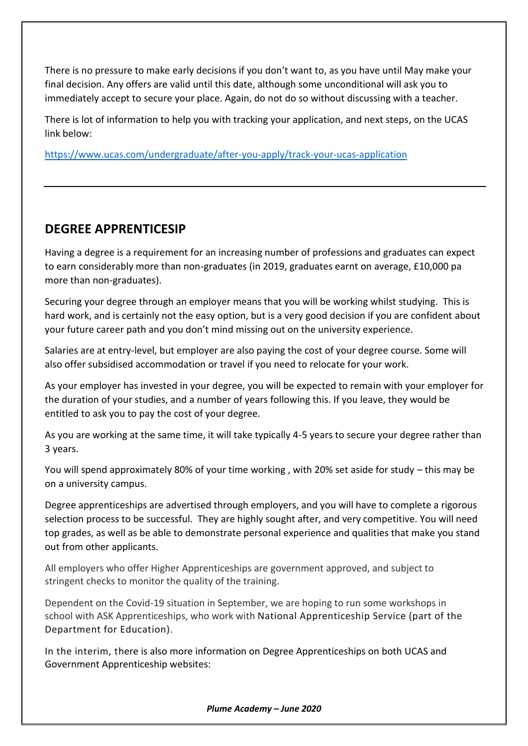There is no pressure to make early decisions if you don't want to, as you have until May make your final decision. Any offers are valid until this date, although some unconditional will ask you to immediately accept to secure your place. Again, do not do so without discussing with a teacher.

There is lot of information to help you with tracking your application, and next steps, on the UCAS link below:

https://www.ucas.com/undergraduate/after-you-apply/track-your-ucas-application

---

## DEGREE APPRENTICESIP

Having a degree is a requirement for an increasing number of professions and graduates can expect to earn considerably more than non-graduates (in 2019, graduates earnt on average, £10,000 pa more than non-graduates).

Securing your degree through an employer means that you will be working whilst studying. This is hard work, and is certainly not the easy option, but is a very good decision if you are confident about your future career path and you don't mind missing out on the university experience.

Salaries are at entry-level, but employer are also paying the cost of your degree course. Some will also offer subsidised accommodation or travel if you need to relocate for your work.

As your employer has invested in your degree, you will be expected to remain with your employer for the duration of your studies, and a number of years following this. If you leave, they would be entitled to ask you to pay the cost of your degree.

As you are working at the same time, it will take typically 4-5 years to secure your degree rather than 3 years.

You will spend approximately 80% of your time working , with 20% set aside for study – this may be on a university campus.

Degree apprenticeships are advertised through employers, and you will have to complete a rigorous selection process to be successful. They are highly sought after, and very competitive. You will need top grades, as well as be able to demonstrate personal experience and qualities that make you stand out from other applicants.

All employers who offer Higher Apprenticeships are government approved, and subject to stringent checks to monitor the quality of the training.

Dependent on the Covid-19 situation in September, we are hoping to run some workshops in school with ASK Apprenticeships, who work with National Apprenticeship Service (part of the Department for Education).

In the interim, there is also more information on Degree Apprenticeships on both UCAS and Government Apprenticeship websites: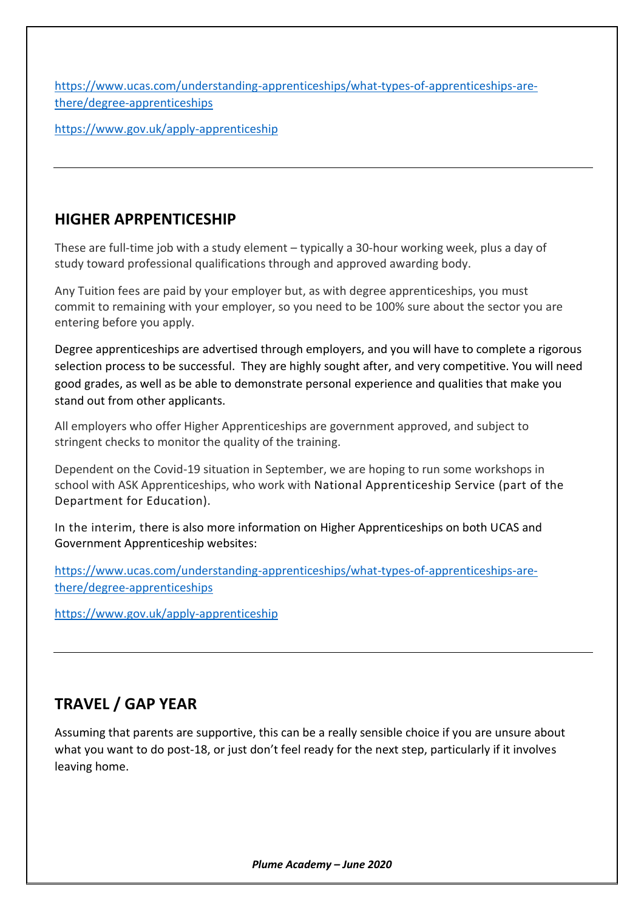https://www.ucas.com/understanding-apprenticeships/what-types-of-apprenticeships-are-there/degree-apprenticeships

https://www.gov.uk/apply-apprenticeship

---

## HIGHER APRPENTICESHIP

These are full-time job with a study element – typically a 30-hour working week, plus a day of study toward professional qualifications through and approved awarding body.

Any Tuition fees are paid by your employer but, as with degree apprenticeships, you must commit to remaining with your employer, so you need to be 100% sure about the sector you are entering before you apply.

Degree apprenticeships are advertised through employers, and you will have to complete a rigorous selection process to be successful. They are highly sought after, and very competitive. You will need good grades, as well as be able to demonstrate personal experience and qualities that make you stand out from other applicants.

All employers who offer Higher Apprenticeships are government approved, and subject to stringent checks to monitor the quality of the training.

Dependent on the Covid-19 situation in September, we are hoping to run some workshops in school with ASK Apprenticeships, who work with National Apprenticeship Service (part of the Department for Education).

In the interim, there is also more information on Higher Apprenticeships on both UCAS and Government Apprenticeship websites:

https://www.ucas.com/understanding-apprenticeships/what-types-of-apprenticeships-are-there/degree-apprenticeships

https://www.gov.uk/apply-apprenticeship

---

## TRAVEL / GAP YEAR

Assuming that parents are supportive, this can be a really sensible choice if you are unsure about what you want to do post-18, or just don't feel ready for the next step, particularly if it involves leaving home.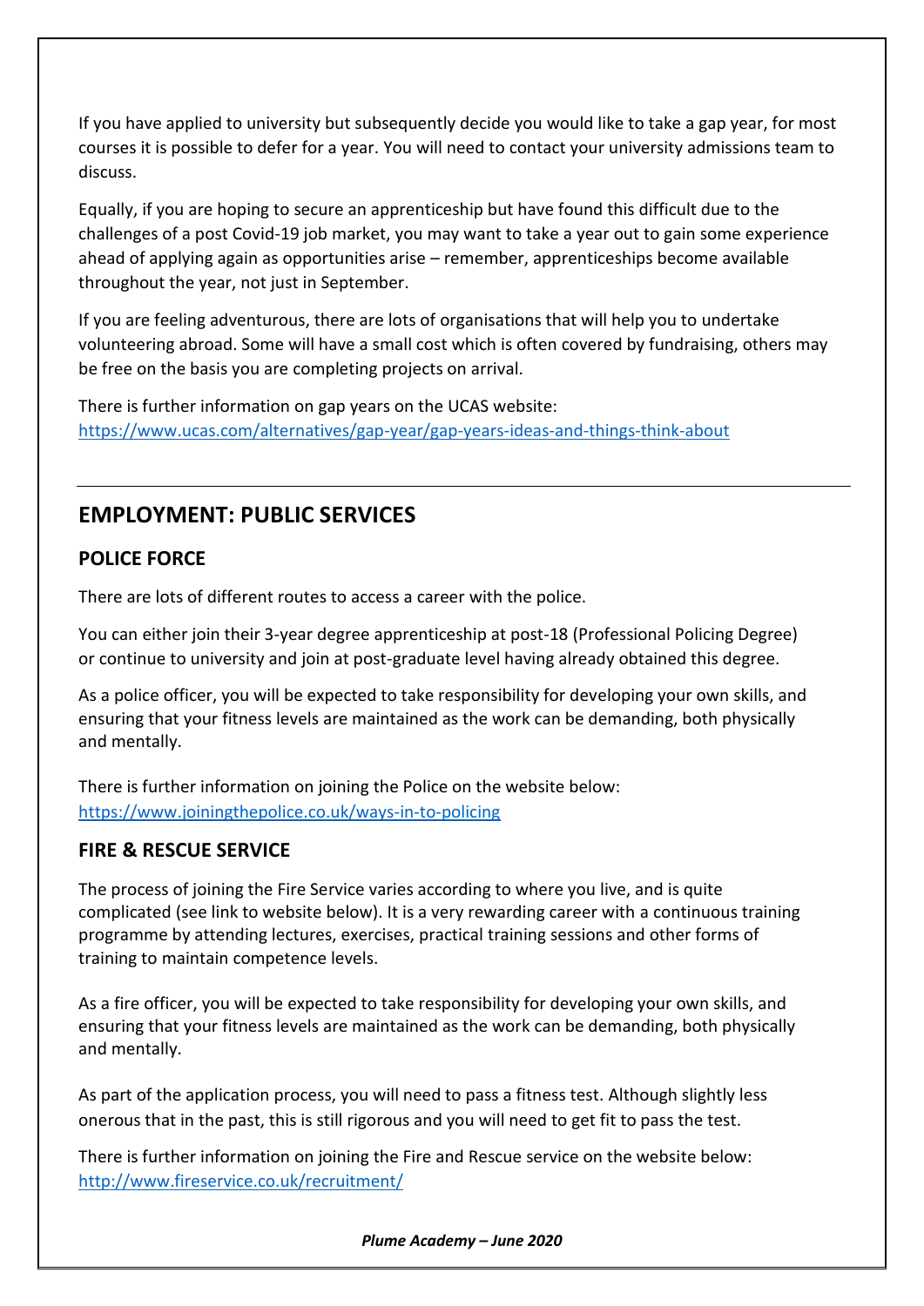If you have applied to university but subsequently decide you would like to take a gap year, for most courses it is possible to defer for a year. You will need to contact your university admissions team to discuss.

Equally, if you are hoping to secure an apprenticeship but have found this difficult due to the challenges of a post Covid-19 job market, you may want to take a year out to gain some experience ahead of applying again as opportunities arise – remember, apprenticeships become available throughout the year, not just in September.

If you are feeling adventurous, there are lots of organisations that will help you to undertake volunteering abroad. Some will have a small cost which is often covered by fundraising, others may be free on the basis you are completing projects on arrival.

There is further information on gap years on the UCAS website:
https://www.ucas.com/alternatives/gap-year/gap-years-ideas-and-things-think-about

---

## EMPLOYMENT: PUBLIC SERVICES

### POLICE FORCE

There are lots of different routes to access a career with the police.

You can either join their 3-year degree apprenticeship at post-18 (Professional Policing Degree) or continue to university and join at post-graduate level having already obtained this degree.

As a police officer, you will be expected to take responsibility for developing your own skills, and ensuring that your fitness levels are maintained as the work can be demanding, both physically and mentally.

There is further information on joining the Police on the website below:
https://www.joiningthepolice.co.uk/ways-in-to-policing

### FIRE & RESCUE SERVICE

The process of joining the Fire Service varies according to where you live, and is quite complicated (see link to website below). It is a very rewarding career with a continuous training programme by attending lectures, exercises, practical training sessions and other forms of training to maintain competence levels.

As a fire officer, you will be expected to take responsibility for developing your own skills, and ensuring that your fitness levels are maintained as the work can be demanding, both physically and mentally.

As part of the application process, you will need to pass a fitness test. Although slightly less onerous that in the past, this is still rigorous and you will need to get fit to pass the test.

There is further information on joining the Fire and Rescue service on the website below:
http://www.fireservice.co.uk/recruitment/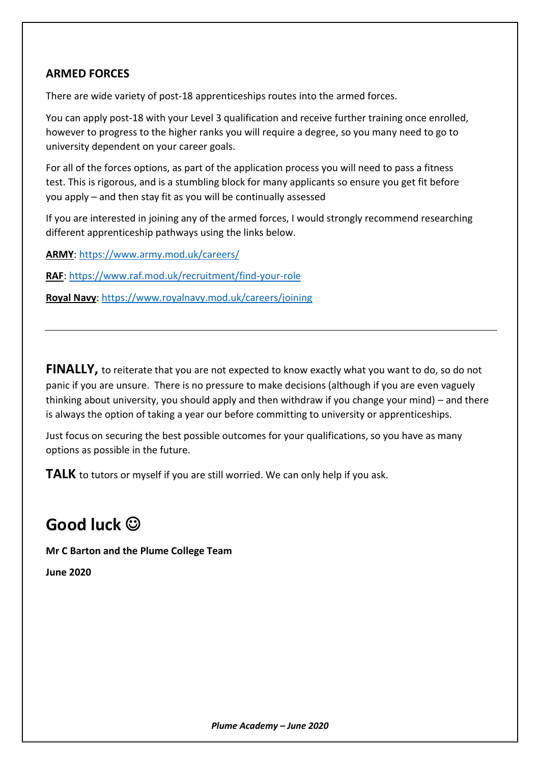## ARMED FORCES

There are wide variety of post-18 apprenticeships routes into the armed forces.

You can apply post-18 with your Level 3 qualification and receive further training once enrolled, however to progress to the higher ranks you will require a degree, so you many need to go to university dependent on your career goals.

For all of the forces options, as part of the application process you will need to pass a fitness test. This is rigorous, and is a stumbling block for many applicants so ensure you get fit before you apply – and then stay fit as you will be continually assessed

If you are interested in joining any of the armed forces, I would strongly recommend researching different apprenticeship pathways using the links below.

**ARMY**: https://www.army.mod.uk/careers/

**RAF**: https://www.raf.mod.uk/recruitment/find-your-role

**Royal Navy**: https://www.royalnavy.mod.uk/careers/joining

---

**FINALLY,** to reiterate that you are not expected to know exactly what you want to do, so do not panic if you are unsure. There is no pressure to make decisions (although if you are even vaguely thinking about university, you should apply and then withdraw if you change your mind) – and there is always the option of taking a year our before committing to university or apprenticeships.

Just focus on securing the best possible outcomes for your qualifications, so you have as many options as possible in the future.

**TALK** to tutors or myself if you are still worried. We can only help if you ask.

# Good luck ☺

**Mr C Barton and the Plume College Team**

**June 2020**